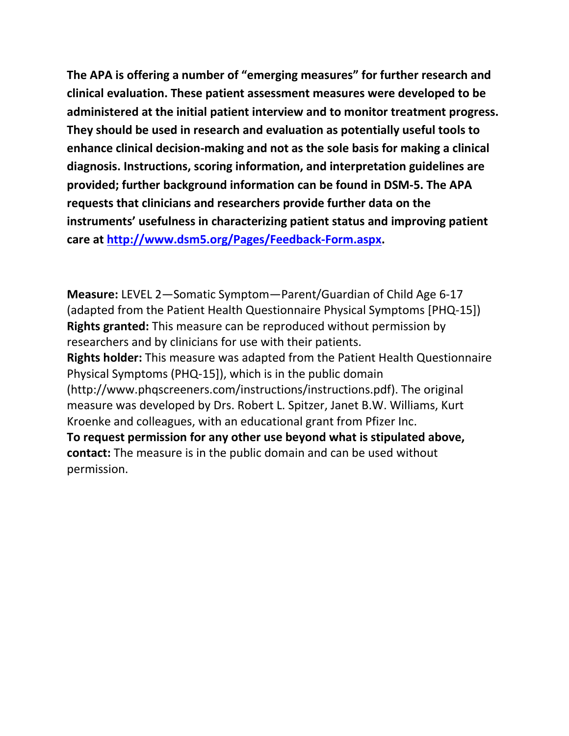**The APA is offering a number of “emerging measures” for further research and clinical evaluation. These patient assessment measures were developed to be administered at the initial patient interview and to monitor treatment progress. They should be used in research and evaluation as potentially useful tools to enhance clinical decision-making and not as the sole basis for making a clinical diagnosis. Instructions, scoring information, and interpretation guidelines are provided; further background information can be found in DSM-5. The APA requests that clinicians and researchers provide further data on the instruments’ usefulness in characterizing patient status and improving patient care at [http://www.dsm5.org/Pages/Feedback-Form.aspx](http://www.dsm5.org/Pages/Feedback-Form.aspx).**

**Measure:** LEVEL 2—Somatic Symptom—Parent/Guardian of Child Age 6-17 (adapted from the Patient Health Questionnaire Physical Symptoms [PHQ-15])
**Rights granted:** This measure can be reproduced without permission by researchers and by clinicians for use with their patients.
**Rights holder:** This measure was adapted from the Patient Health Questionnaire Physical Symptoms (PHQ-15]), which is in the public domain (http://www.phqscreeners.com/instructions/instructions.pdf). The original measure was developed by Drs. Robert L. Spitzer, Janet B.W. Williams, Kurt Kroenke and colleagues, with an educational grant from Pfizer Inc.
**To request permission for any other use beyond what is stipulated above, contact:** The measure is in the public domain and can be used without permission.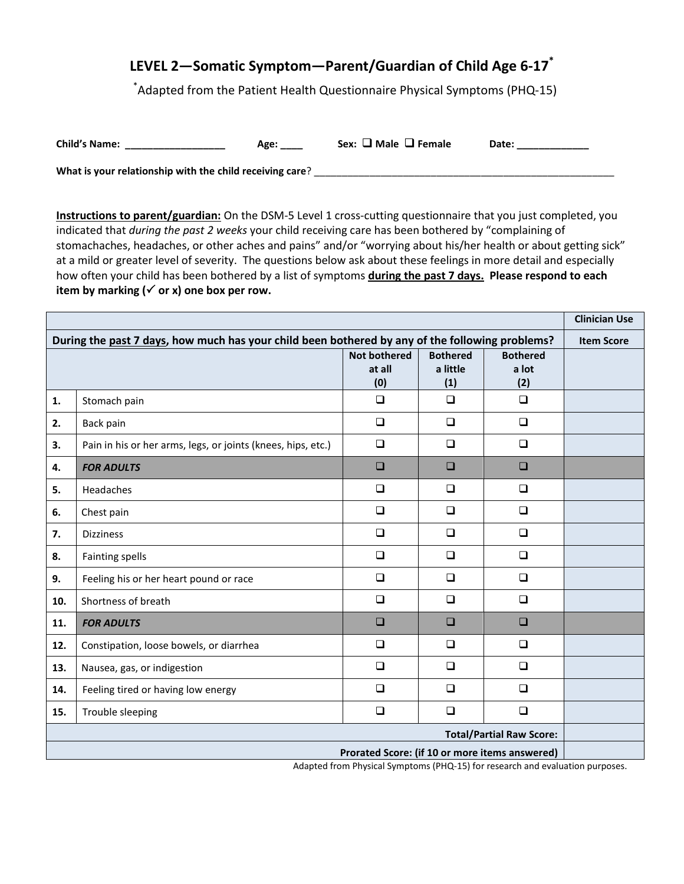# LEVEL 2—Somatic Symptom—Parent/Guardian of Child Age 6-17*

*Adapted from the Patient Health Questionnaire Physical Symptoms (PHQ-15)

**Child's Name:** __________________ **Age:** ____ **Sex:** ❑ **Male** ❑ **Female** **Date:** _____________

**What is your relationship with the child receiving care**? ________________________________________________________

**Instructions to parent/guardian:** On the DSM-5 Level 1 cross-cutting questionnaire that you just completed, you indicated that *during the past 2 weeks* your child receiving care has been bothered by "complaining of stomachaches, headaches, or other aches and pains" and/or "worrying about his/her health or about getting sick" at a mild or greater level of severity. The questions below ask about these feelings in more detail and especially how often your child has been bothered by a list of symptoms **during the past 7 days. Please respond to each item by marking (✓ or x) one box per row.**

| | | | | | Clinician Use |
|---|---|---|---|---|---|
| **During the past 7 days, how much has your child been bothered by any of the following problems?** | | | | | **Item Score** |
| | | **Not bothered at all (0)** | **Bothered a little (1)** | **Bothered a lot (2)** | |
| **1.** | Stomach pain | ❑ | ❑ | ❑ | |
| **2.** | Back pain | ❑ | ❑ | ❑ | |
| **3.** | Pain in his or her arms, legs, or joints (knees, hips, etc.) | ❑ | ❑ | ❑ | |
| **4.** | ***FOR ADULTS*** | ❑ | ❑ | ❑ | |
| **5.** | Headaches | ❑ | ❑ | ❑ | |
| **6.** | Chest pain | ❑ | ❑ | ❑ | |
| **7.** | Dizziness | ❑ | ❑ | ❑ | |
| **8.** | Fainting spells | ❑ | ❑ | ❑ | |
| **9.** | Feeling his or her heart pound or race | ❑ | ❑ | ❑ | |
| **10.** | Shortness of breath | ❑ | ❑ | ❑ | |
| **11.** | ***FOR ADULTS*** | ❑ | ❑ | ❑ | |
| **12.** | Constipation, loose bowels, or diarrhea | ❑ | ❑ | ❑ | |
| **13.** | Nausea, gas, or indigestion | ❑ | ❑ | ❑ | |
| **14.** | Feeling tired or having low energy | ❑ | ❑ | ❑ | |
| **15.** | Trouble sleeping | ❑ | ❑ | ❑ | |
| | | | | **Total/Partial Raw Score:** | |
| | | | | **Prorated Score: (if 10 or more items answered)** | |

Adapted from Physical Symptoms (PHQ-15) for research and evaluation purposes.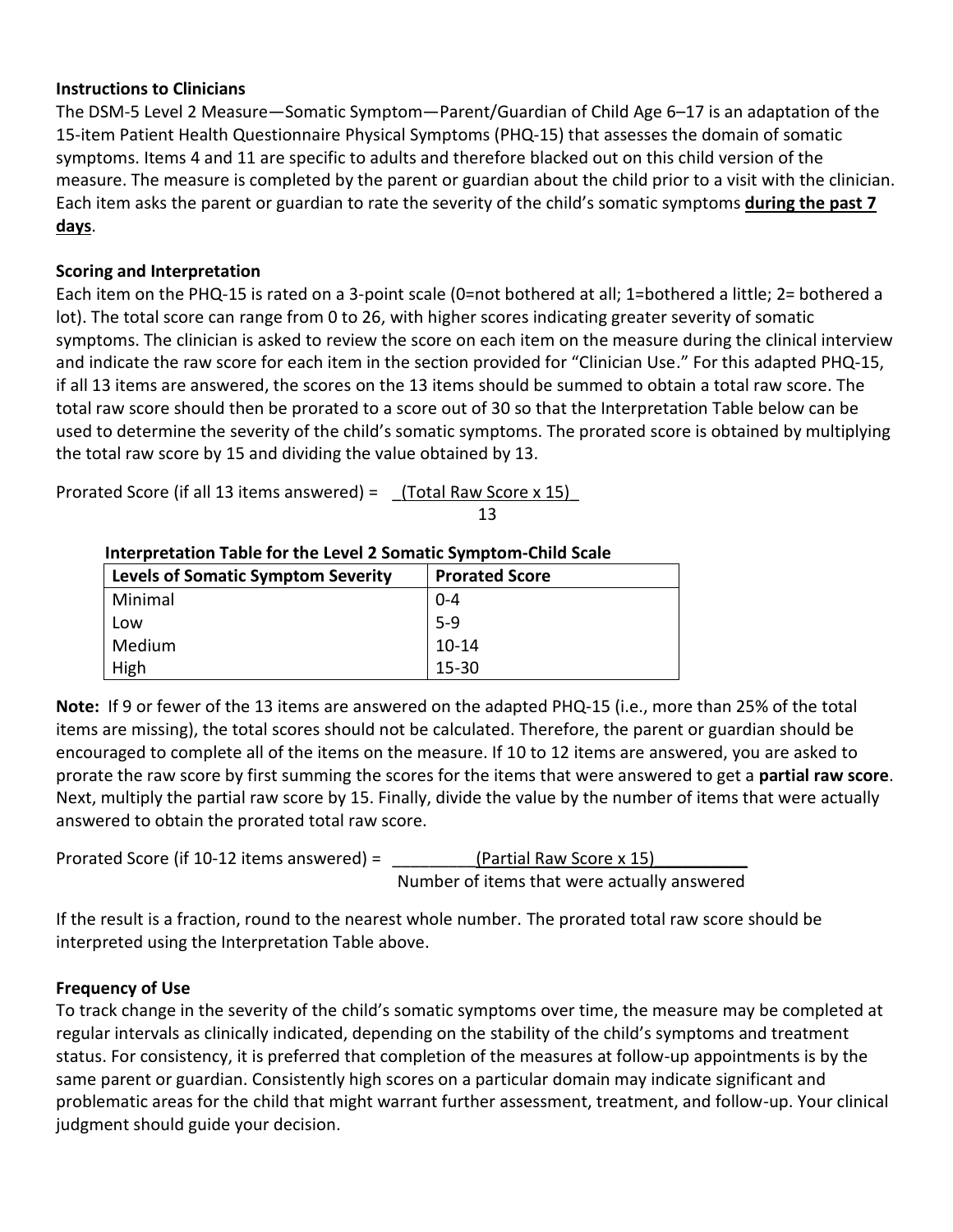**Instructions to Clinicians**

The DSM-5 Level 2 Measure—Somatic Symptom—Parent/Guardian of Child Age 6–17 is an adaptation of the 15-item Patient Health Questionnaire Physical Symptoms (PHQ-15) that assesses the domain of somatic symptoms. Items 4 and 11 are specific to adults and therefore blacked out on this child version of the measure. The measure is completed by the parent or guardian about the child prior to a visit with the clinician. Each item asks the parent or guardian to rate the severity of the child's somatic symptoms **during the past 7 days**.

**Scoring and Interpretation**

Each item on the PHQ-15 is rated on a 3-point scale (0=not bothered at all; 1=bothered a little; 2= bothered a lot). The total score can range from 0 to 26, with higher scores indicating greater severity of somatic symptoms. The clinician is asked to review the score on each item on the measure during the clinical interview and indicate the raw score for each item in the section provided for "Clinician Use." For this adapted PHQ-15, if all 13 items are answered, the scores on the 13 items should be summed to obtain a total raw score. The total raw score should then be prorated to a score out of 30 so that the Interpretation Table below can be used to determine the severity of the child's somatic symptoms. The prorated score is obtained by multiplying the total raw score by 15 and dividing the value obtained by 13.

$$\text{Prorated Score (if all 13 items answered)} = \frac{\text{(Total Raw Score x 15)}}{13}$$

**Interpretation Table for the Level 2 Somatic Symptom-Child Scale**

| Levels of Somatic Symptom Severity | Prorated Score |
|---|---|
| Minimal | 0-4 |
| Low | 5-9 |
| Medium | 10-14 |
| High | 15-30 |

**Note:** If 9 or fewer of the 13 items are answered on the adapted PHQ-15 (i.e., more than 25% of the total items are missing), the total scores should not be calculated. Therefore, the parent or guardian should be encouraged to complete all of the items on the measure. If 10 to 12 items are answered, you are asked to prorate the raw score by first summing the scores for the items that were answered to get a **partial raw score**. Next, multiply the partial raw score by 15. Finally, divide the value by the number of items that were actually answered to obtain the prorated total raw score.

$$\text{Prorated Score (if 10-12 items answered)} = \frac{\text{(Partial Raw Score x 15)}}{\text{Number of items that were actually answered}}$$

If the result is a fraction, round to the nearest whole number. The prorated total raw score should be interpreted using the Interpretation Table above.

**Frequency of Use**

To track change in the severity of the child's somatic symptoms over time, the measure may be completed at regular intervals as clinically indicated, depending on the stability of the child's symptoms and treatment status. For consistency, it is preferred that completion of the measures at follow-up appointments is by the same parent or guardian. Consistently high scores on a particular domain may indicate significant and problematic areas for the child that might warrant further assessment, treatment, and follow-up. Your clinical judgment should guide your decision.